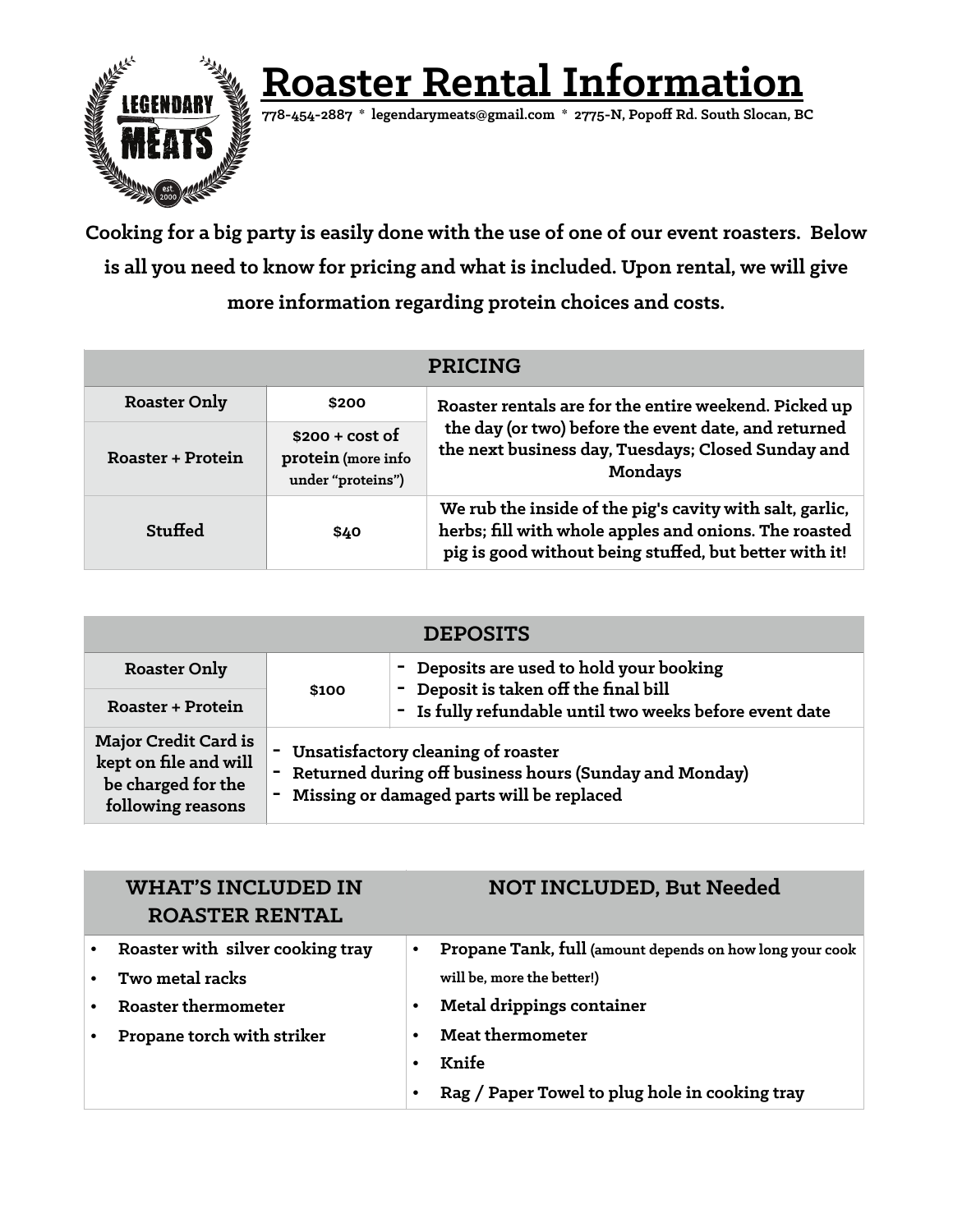# Roaster Rental Information

778-454-2887 * legendarymeats@gmail.com * 2775-N, Popoff Rd. South Slocan, BC

**Cooking for a big party is easily done with the use of one of our event roasters. Below is all you need to know for pricing and what is included. Upon rental, we will give more information regarding protein choices and costs.**

| PRICING | | |
|---|---|---|
| Roaster Only | $200 | Roaster rentals are for the entire weekend. Picked up the day (or two) before the event date, and returned the next business day, Tuesdays; Closed Sunday and Mondays |
| Roaster + Protein | $200 + cost of protein (more info under "proteins") | |
| Stuffed | $40 | We rub the inside of the pig's cavity with salt, garlic, herbs; fill with whole apples and onions. The roasted pig is good without being stuffed, but better with it! |

| DEPOSITS | | |
|---|---|---|
| Roaster Only | $100 | - Deposits are used to hold your booking<br>- Deposit is taken off the final bill<br>- Is fully refundable until two weeks before event date |
| Roaster + Protein | | |
| Major Credit Card is kept on file and will be charged for the following reasons | - Unsatisfactory cleaning of roaster<br>- Returned during off business hours (Sunday and Monday)<br>- Missing or damaged parts will be replaced | |

| WHAT'S INCLUDED IN ROASTER RENTAL | NOT INCLUDED, But Needed |
|---|---|
| • Roaster with silver cooking tray<br>• Two metal racks<br>• Roaster thermometer<br>• Propane torch with striker | • Propane Tank, full (amount depends on how long your cook will be, more the better!)<br>• Metal drippings container<br>• Meat thermometer<br>• Knife<br>• Rag / Paper Towel to plug hole in cooking tray |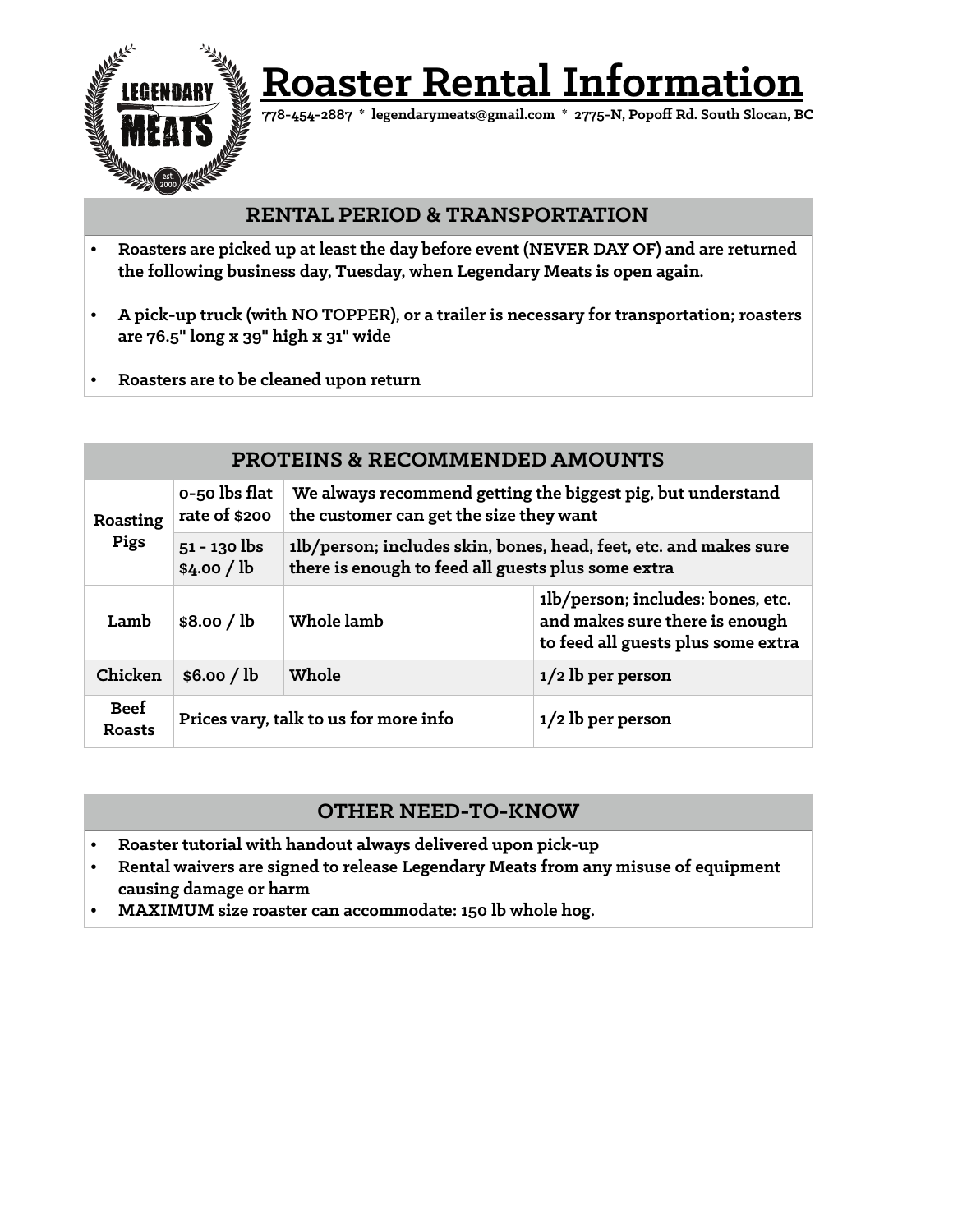# Roaster Rental Information

778-454-2887 * legendarymeats@gmail.com * 2775-N, Popoff Rd. South Slocan, BC

## RENTAL PERIOD & TRANSPORTATION

- **Roasters are picked up at least the day before event (NEVER DAY OF) and are returned the following business day, Tuesday, when Legendary Meats is open again.**
- **A pick-up truck (with NO TOPPER), or a trailer is necessary for transportation; roasters are 76.5" long x 39" high x 31" wide**
- **Roasters are to be cleaned upon return**

## PROTEINS & RECOMMENDED AMOUNTS

| | | | |
|---|---|---|---|
| **Roasting Pigs** | **0-50 lbs flat rate of $200** | **We always recommend getting the biggest pig, but understand the customer can get the size they want** | |
| | **51 - 130 lbs $4.00 / lb** | **1lb/person; includes skin, bones, head, feet, etc. and makes sure there is enough to feed all guests plus some extra** | |
| **Lamb** | **$8.00 / lb** | **Whole lamb** | **1lb/person; includes: bones, etc. and makes sure there is enough to feed all guests plus some extra** |
| **Chicken** | **$6.00 / lb** | **Whole** | **1/2 lb per person** |
| **Beef Roasts** | **Prices vary, talk to us for more info** | | **1/2 lb per person** |

## OTHER NEED-TO-KNOW

- **Roaster tutorial with handout always delivered upon pick-up**
- **Rental waivers are signed to release Legendary Meats from any misuse of equipment causing damage or harm**
- **MAXIMUM size roaster can accommodate: 150 lb whole hog.**